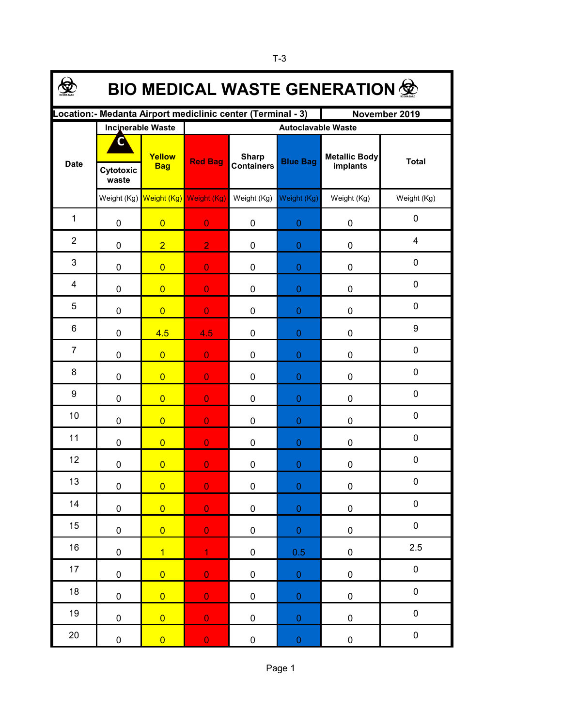T-3

# BIO MEDICAL WASTE GENERATION

| Location:- Medanta Airport mediclinic center (Terminal - 3) | | | | | | | November 2019 |
|---|---|---|---|---|---|---|---|
| Date | Incinerable Waste | | Autoclavable Waste | | | | |
| | Cytotoxic waste | Yellow Bag | Red Bag | Sharp Containers | Blue Bag | Metallic Body implants | Total |
| | Weight (Kg) | Weight (Kg) | Weight (Kg) | Weight (Kg) | Weight (Kg) | Weight (Kg) | Weight (Kg) |
| 1 | 0 | 0 | 0 | 0 | 0 | 0 | 0 |
| 2 | 0 | 2 | 2 | 0 | 0 | 0 | 4 |
| 3 | 0 | 0 | 0 | 0 | 0 | 0 | 0 |
| 4 | 0 | 0 | 0 | 0 | 0 | 0 | 0 |
| 5 | 0 | 0 | 0 | 0 | 0 | 0 | 0 |
| 6 | 0 | 4.5 | 4.5 | 0 | 0 | 0 | 9 |
| 7 | 0 | 0 | 0 | 0 | 0 | 0 | 0 |
| 8 | 0 | 0 | 0 | 0 | 0 | 0 | 0 |
| 9 | 0 | 0 | 0 | 0 | 0 | 0 | 0 |
| 10 | 0 | 0 | 0 | 0 | 0 | 0 | 0 |
| 11 | 0 | 0 | 0 | 0 | 0 | 0 | 0 |
| 12 | 0 | 0 | 0 | 0 | 0 | 0 | 0 |
| 13 | 0 | 0 | 0 | 0 | 0 | 0 | 0 |
| 14 | 0 | 0 | 0 | 0 | 0 | 0 | 0 |
| 15 | 0 | 0 | 0 | 0 | 0 | 0 | 0 |
| 16 | 0 | 1 | 1 | 0 | 0.5 | 0 | 2.5 |
| 17 | 0 | 0 | 0 | 0 | 0 | 0 | 0 |
| 18 | 0 | 0 | 0 | 0 | 0 | 0 | 0 |
| 19 | 0 | 0 | 0 | 0 | 0 | 0 | 0 |
| 20 | 0 | 0 | 0 | 0 | 0 | 0 | 0 |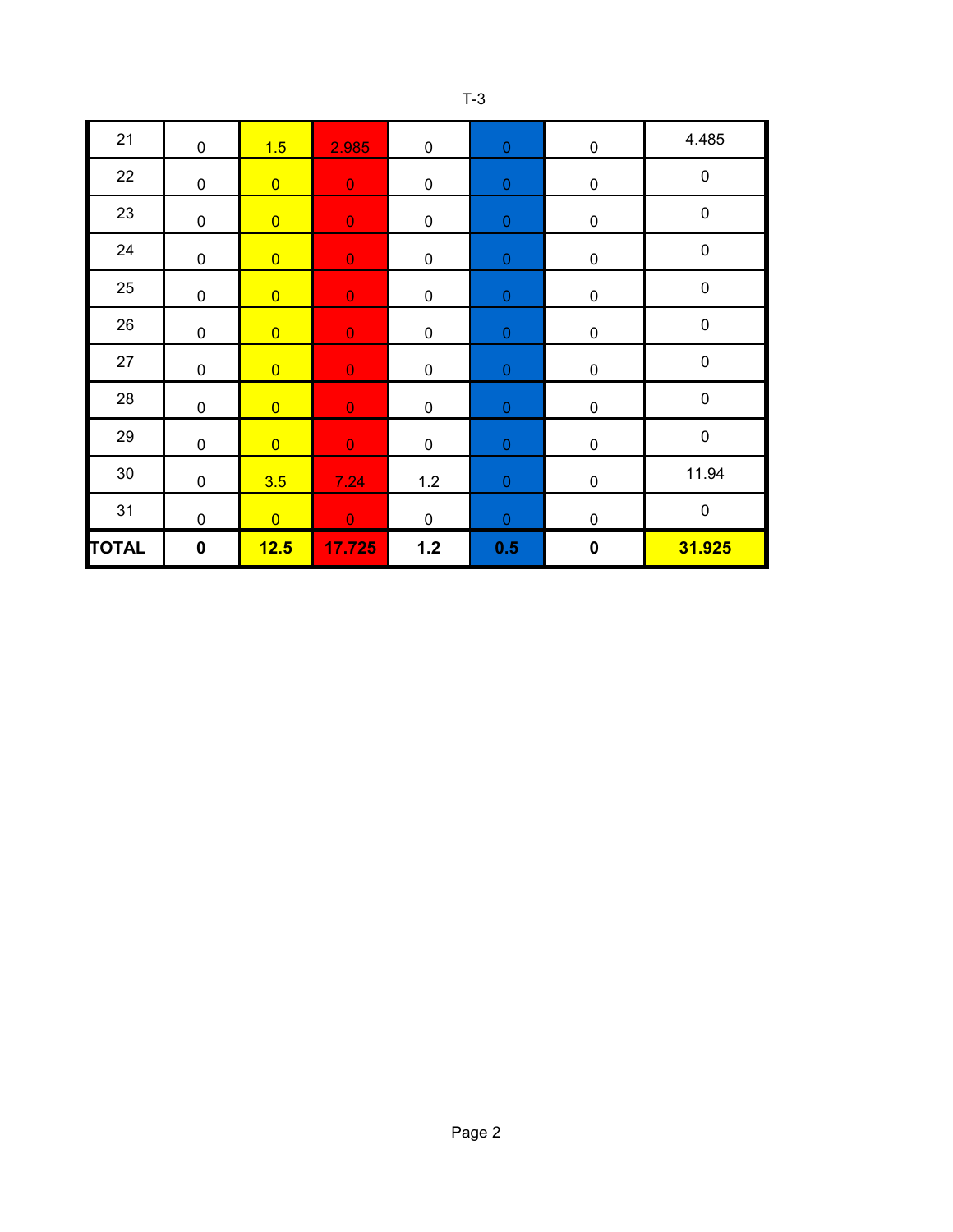T-3

| | | | | | | | |
|---|---|---|---|---|---|---|---|
| 21 | 0 | 1.5 | 2.985 | 0 | 0 | 0 | 4.485 |
| 22 | 0 | 0 | 0 | 0 | 0 | 0 | 0 |
| 23 | 0 | 0 | 0 | 0 | 0 | 0 | 0 |
| 24 | 0 | 0 | 0 | 0 | 0 | 0 | 0 |
| 25 | 0 | 0 | 0 | 0 | 0 | 0 | 0 |
| 26 | 0 | 0 | 0 | 0 | 0 | 0 | 0 |
| 27 | 0 | 0 | 0 | 0 | 0 | 0 | 0 |
| 28 | 0 | 0 | 0 | 0 | 0 | 0 | 0 |
| 29 | 0 | 0 | 0 | 0 | 0 | 0 | 0 |
| 30 | 0 | 3.5 | 7.24 | 1.2 | 0 | 0 | 11.94 |
| 31 | 0 | 0 | 0 | 0 | 0 | 0 | 0 |
| **TOTAL** | **0** | **12.5** | **17.725** | **1.2** | **0.5** | **0** | **31.925** |